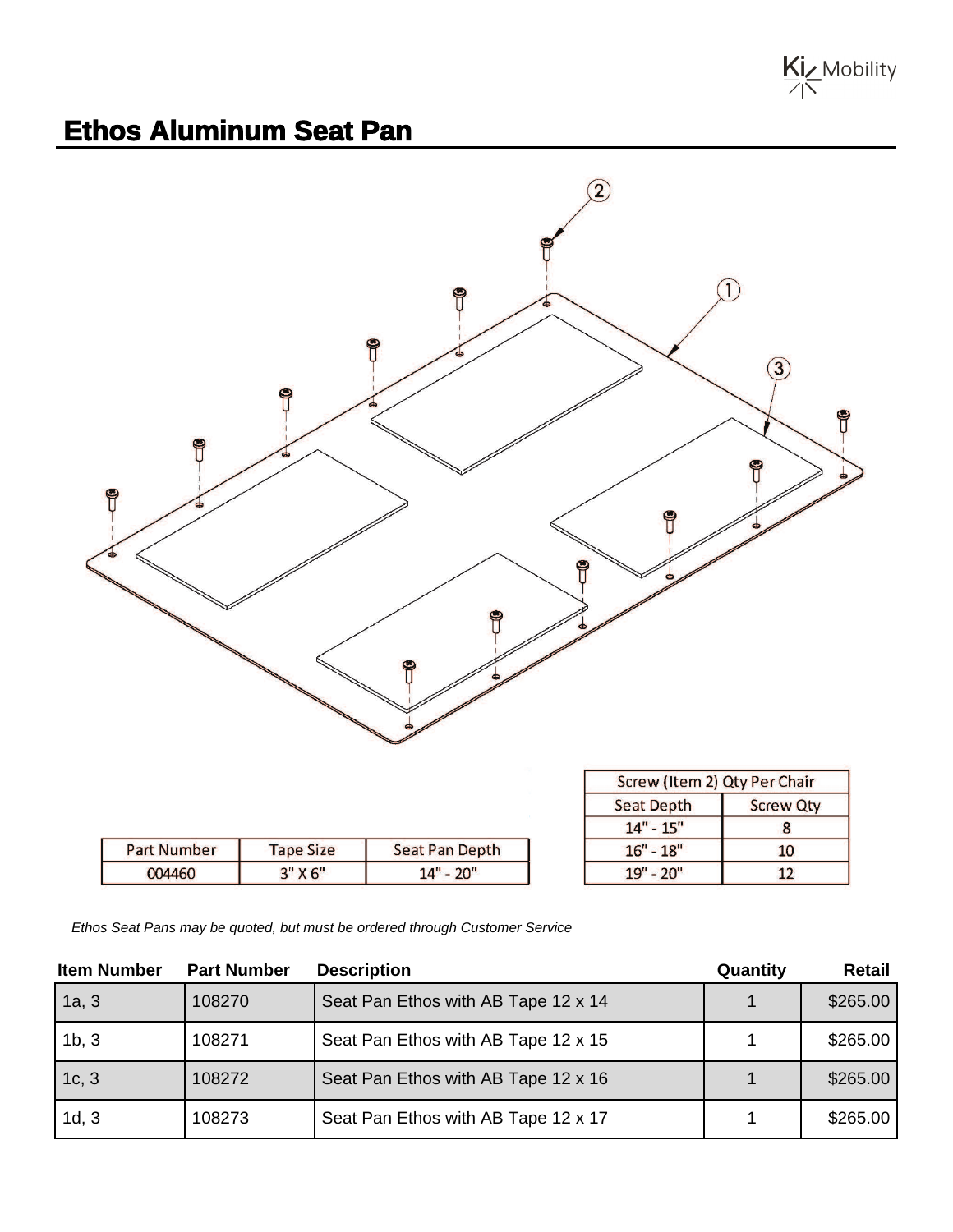# Ethos Aluminum Seat Pan

| Part Number | Tape Size | Seat Pan Depth |
|---|---|---|
| 004460 | 3" X 6" | 14" - 20" |

| Screw (Item 2) Qty Per Chair | |
|---|---|
| Seat Depth | Screw Qty |
| 14" - 15" | 8 |
| 16" - 18" | 10 |
| 19" - 20" | 12 |

*Ethos Seat Pans may be quoted, but must be ordered through Customer Service*

| Item Number | Part Number | Description | Quantity | Retail |
|---|---|---|---|---|
| 1a, 3 | 108270 | Seat Pan Ethos with AB Tape 12 x 14 | 1 | $265.00 |
| 1b, 3 | 108271 | Seat Pan Ethos with AB Tape 12 x 15 | 1 | $265.00 |
| 1c, 3 | 108272 | Seat Pan Ethos with AB Tape 12 x 16 | 1 | $265.00 |
| 1d, 3 | 108273 | Seat Pan Ethos with AB Tape 12 x 17 | 1 | $265.00 |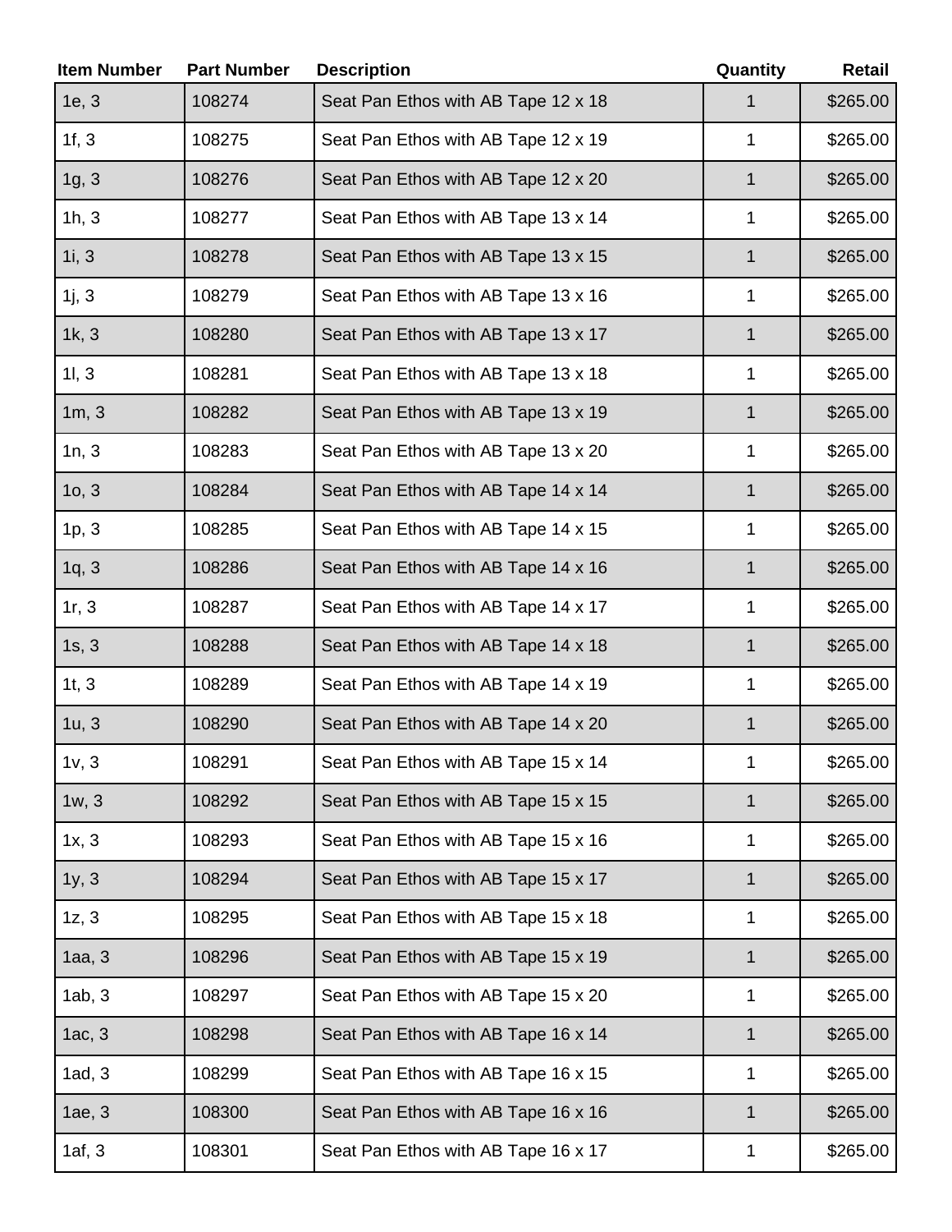| Item Number | Part Number | Description | Quantity | Retail |
|---|---|---|---|---|
| 1e, 3 | 108274 | Seat Pan Ethos with AB Tape 12 x 18 | 1 | $265.00 |
| 1f, 3 | 108275 | Seat Pan Ethos with AB Tape 12 x 19 | 1 | $265.00 |
| 1g, 3 | 108276 | Seat Pan Ethos with AB Tape 12 x 20 | 1 | $265.00 |
| 1h, 3 | 108277 | Seat Pan Ethos with AB Tape 13 x 14 | 1 | $265.00 |
| 1i, 3 | 108278 | Seat Pan Ethos with AB Tape 13 x 15 | 1 | $265.00 |
| 1j, 3 | 108279 | Seat Pan Ethos with AB Tape 13 x 16 | 1 | $265.00 |
| 1k, 3 | 108280 | Seat Pan Ethos with AB Tape 13 x 17 | 1 | $265.00 |
| 1l, 3 | 108281 | Seat Pan Ethos with AB Tape 13 x 18 | 1 | $265.00 |
| 1m, 3 | 108282 | Seat Pan Ethos with AB Tape 13 x 19 | 1 | $265.00 |
| 1n, 3 | 108283 | Seat Pan Ethos with AB Tape 13 x 20 | 1 | $265.00 |
| 1o, 3 | 108284 | Seat Pan Ethos with AB Tape 14 x 14 | 1 | $265.00 |
| 1p, 3 | 108285 | Seat Pan Ethos with AB Tape 14 x 15 | 1 | $265.00 |
| 1q, 3 | 108286 | Seat Pan Ethos with AB Tape 14 x 16 | 1 | $265.00 |
| 1r, 3 | 108287 | Seat Pan Ethos with AB Tape 14 x 17 | 1 | $265.00 |
| 1s, 3 | 108288 | Seat Pan Ethos with AB Tape 14 x 18 | 1 | $265.00 |
| 1t, 3 | 108289 | Seat Pan Ethos with AB Tape 14 x 19 | 1 | $265.00 |
| 1u, 3 | 108290 | Seat Pan Ethos with AB Tape 14 x 20 | 1 | $265.00 |
| 1v, 3 | 108291 | Seat Pan Ethos with AB Tape 15 x 14 | 1 | $265.00 |
| 1w, 3 | 108292 | Seat Pan Ethos with AB Tape 15 x 15 | 1 | $265.00 |
| 1x, 3 | 108293 | Seat Pan Ethos with AB Tape 15 x 16 | 1 | $265.00 |
| 1y, 3 | 108294 | Seat Pan Ethos with AB Tape 15 x 17 | 1 | $265.00 |
| 1z, 3 | 108295 | Seat Pan Ethos with AB Tape 15 x 18 | 1 | $265.00 |
| 1aa, 3 | 108296 | Seat Pan Ethos with AB Tape 15 x 19 | 1 | $265.00 |
| 1ab, 3 | 108297 | Seat Pan Ethos with AB Tape 15 x 20 | 1 | $265.00 |
| 1ac, 3 | 108298 | Seat Pan Ethos with AB Tape 16 x 14 | 1 | $265.00 |
| 1ad, 3 | 108299 | Seat Pan Ethos with AB Tape 16 x 15 | 1 | $265.00 |
| 1ae, 3 | 108300 | Seat Pan Ethos with AB Tape 16 x 16 | 1 | $265.00 |
| 1af, 3 | 108301 | Seat Pan Ethos with AB Tape 16 x 17 | 1 | $265.00 |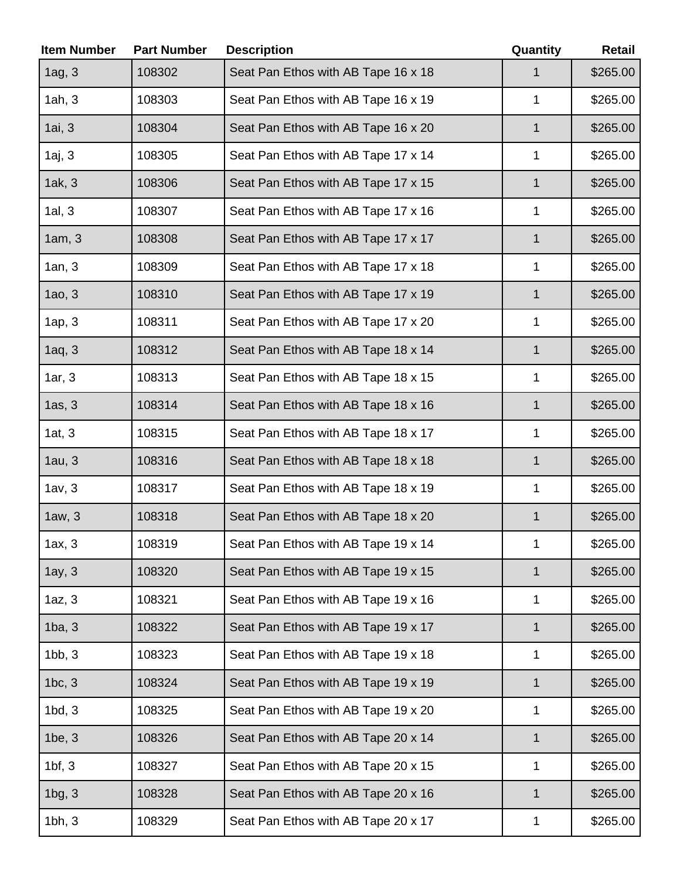| Item Number | Part Number | Description | Quantity | Retail |
|---|---|---|---|---|
| 1ag, 3 | 108302 | Seat Pan Ethos with AB Tape 16 x 18 | 1 | $265.00 |
| 1ah, 3 | 108303 | Seat Pan Ethos with AB Tape 16 x 19 | 1 | $265.00 |
| 1ai, 3 | 108304 | Seat Pan Ethos with AB Tape 16 x 20 | 1 | $265.00 |
| 1aj, 3 | 108305 | Seat Pan Ethos with AB Tape 17 x 14 | 1 | $265.00 |
| 1ak, 3 | 108306 | Seat Pan Ethos with AB Tape 17 x 15 | 1 | $265.00 |
| 1al, 3 | 108307 | Seat Pan Ethos with AB Tape 17 x 16 | 1 | $265.00 |
| 1am, 3 | 108308 | Seat Pan Ethos with AB Tape 17 x 17 | 1 | $265.00 |
| 1an, 3 | 108309 | Seat Pan Ethos with AB Tape 17 x 18 | 1 | $265.00 |
| 1ao, 3 | 108310 | Seat Pan Ethos with AB Tape 17 x 19 | 1 | $265.00 |
| 1ap, 3 | 108311 | Seat Pan Ethos with AB Tape 17 x 20 | 1 | $265.00 |
| 1aq, 3 | 108312 | Seat Pan Ethos with AB Tape 18 x 14 | 1 | $265.00 |
| 1ar, 3 | 108313 | Seat Pan Ethos with AB Tape 18 x 15 | 1 | $265.00 |
| 1as, 3 | 108314 | Seat Pan Ethos with AB Tape 18 x 16 | 1 | $265.00 |
| 1at, 3 | 108315 | Seat Pan Ethos with AB Tape 18 x 17 | 1 | $265.00 |
| 1au, 3 | 108316 | Seat Pan Ethos with AB Tape 18 x 18 | 1 | $265.00 |
| 1av, 3 | 108317 | Seat Pan Ethos with AB Tape 18 x 19 | 1 | $265.00 |
| 1aw, 3 | 108318 | Seat Pan Ethos with AB Tape 18 x 20 | 1 | $265.00 |
| 1ax, 3 | 108319 | Seat Pan Ethos with AB Tape 19 x 14 | 1 | $265.00 |
| 1ay, 3 | 108320 | Seat Pan Ethos with AB Tape 19 x 15 | 1 | $265.00 |
| 1az, 3 | 108321 | Seat Pan Ethos with AB Tape 19 x 16 | 1 | $265.00 |
| 1ba, 3 | 108322 | Seat Pan Ethos with AB Tape 19 x 17 | 1 | $265.00 |
| 1bb, 3 | 108323 | Seat Pan Ethos with AB Tape 19 x 18 | 1 | $265.00 |
| 1bc, 3 | 108324 | Seat Pan Ethos with AB Tape 19 x 19 | 1 | $265.00 |
| 1bd, 3 | 108325 | Seat Pan Ethos with AB Tape 19 x 20 | 1 | $265.00 |
| 1be, 3 | 108326 | Seat Pan Ethos with AB Tape 20 x 14 | 1 | $265.00 |
| 1bf, 3 | 108327 | Seat Pan Ethos with AB Tape 20 x 15 | 1 | $265.00 |
| 1bg, 3 | 108328 | Seat Pan Ethos with AB Tape 20 x 16 | 1 | $265.00 |
| 1bh, 3 | 108329 | Seat Pan Ethos with AB Tape 20 x 17 | 1 | $265.00 |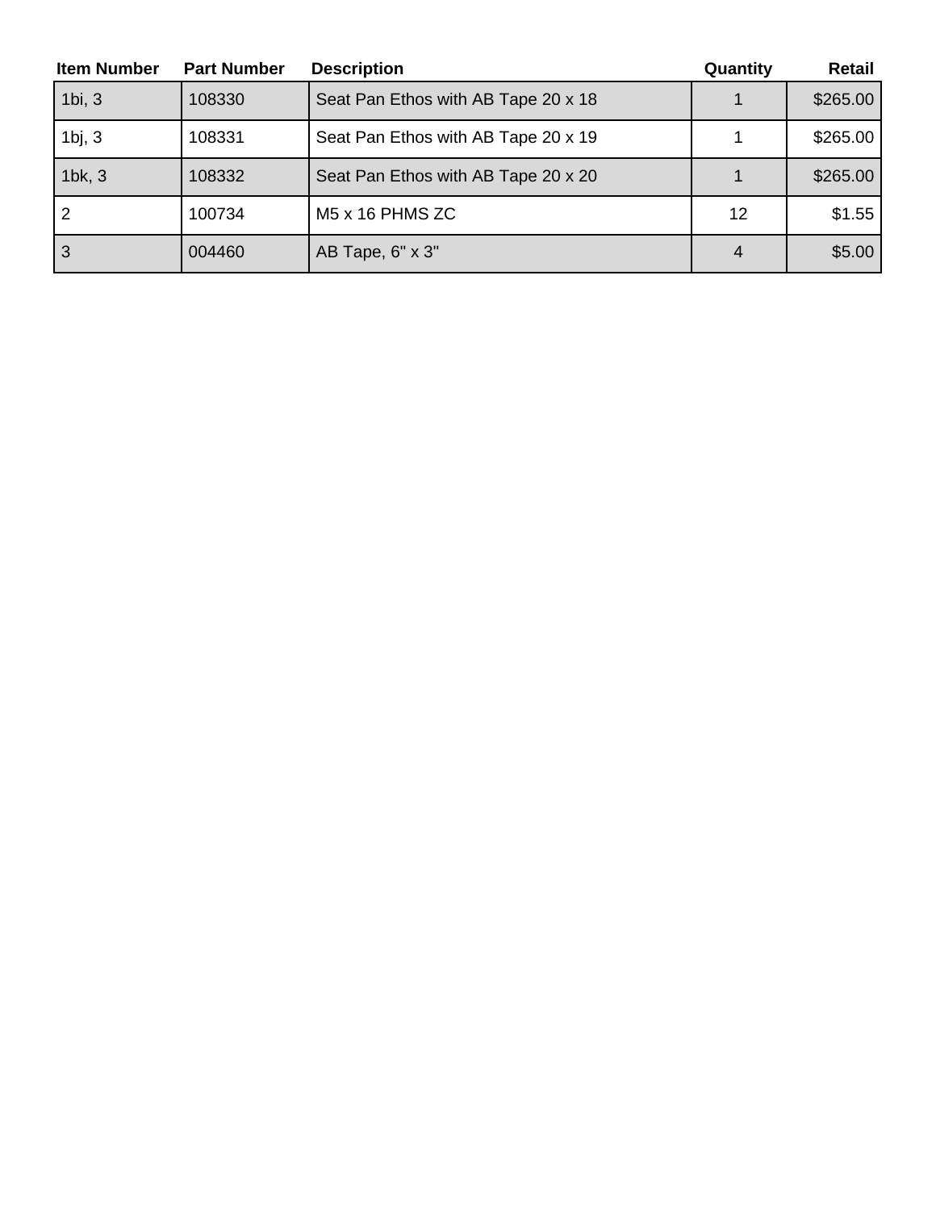| Item Number | Part Number | Description | Quantity | Retail |
|---|---|---|---|---|
| 1bi, 3 | 108330 | Seat Pan Ethos with AB Tape 20 x 18 | 1 | $265.00 |
| 1bj, 3 | 108331 | Seat Pan Ethos with AB Tape 20 x 19 | 1 | $265.00 |
| 1bk, 3 | 108332 | Seat Pan Ethos with AB Tape 20 x 20 | 1 | $265.00 |
| 2 | 100734 | M5 x 16 PHMS ZC | 12 | $1.55 |
| 3 | 004460 | AB Tape, 6" x 3" | 4 | $5.00 |